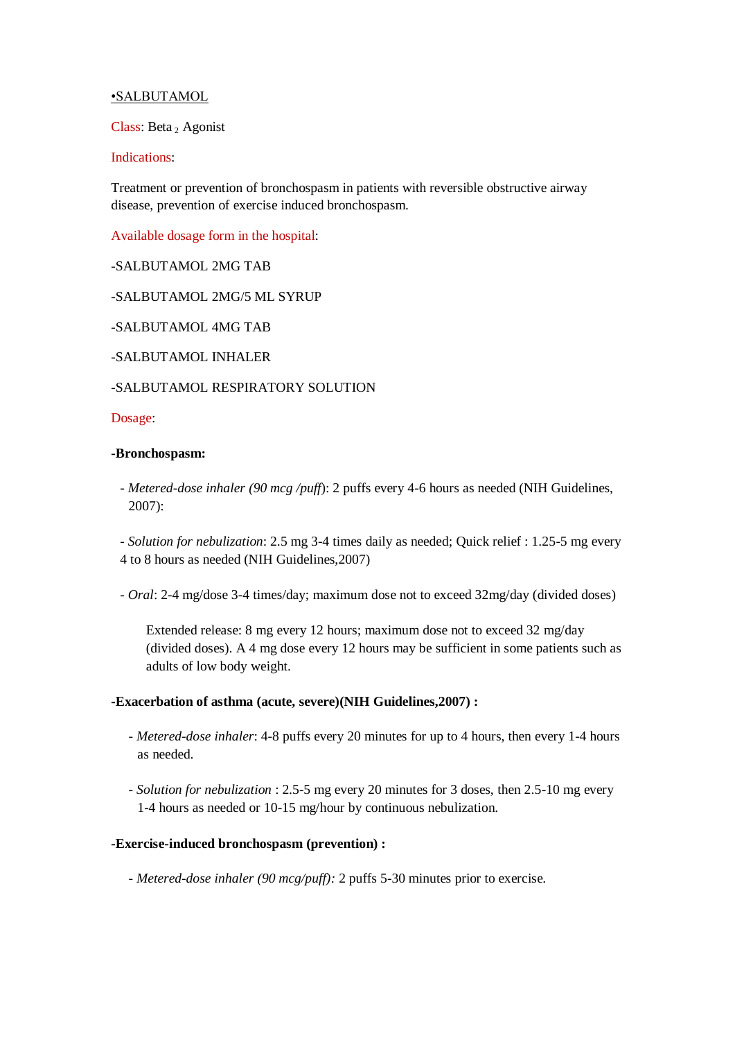# •SALBUTAMOL

Class: Beta $_2$ Agonist

Indications:

Treatment or prevention of bronchospasm in patients with reversible obstructive airway disease, prevention of exercise induced bronchospasm.

Available dosage form in the hospital:

-SALBUTAMOL 2MG TAB

-SALBUTAMOL 2MG/5 ML SYRUP

-SALBUTAMOL 4MG TAB

-SALBUTAMOL INHALER

-SALBUTAMOL RESPIRATORY SOLUTION

Dosage:

**-Bronchospasm:**

- *Metered-dose inhaler (90 mcg /puff)*: 2 puffs every 4-6 hours as needed (NIH Guidelines, 2007):

- *Solution for nebulization*: 2.5 mg 3-4 times daily as needed; Quick relief : 1.25-5 mg every 4 to 8 hours as needed (NIH Guidelines,2007)

- *Oral*: 2-4 mg/dose 3-4 times/day; maximum dose not to exceed 32mg/day (divided doses)

  Extended release: 8 mg every 12 hours; maximum dose not to exceed 32 mg/day (divided doses). A 4 mg dose every 12 hours may be sufficient in some patients such as adults of low body weight.

**-Exacerbation of asthma (acute, severe)(NIH Guidelines,2007) :**

- *Metered-dose inhaler*: 4-8 puffs every 20 minutes for up to 4 hours, then every 1-4 hours as needed.

- *Solution for nebulization* : 2.5-5 mg every 20 minutes for 3 doses, then 2.5-10 mg every 1-4 hours as needed or 10-15 mg/hour by continuous nebulization.

**-Exercise-induced bronchospasm (prevention) :**

- *Metered-dose inhaler (90 mcg/puff):* 2 puffs 5-30 minutes prior to exercise.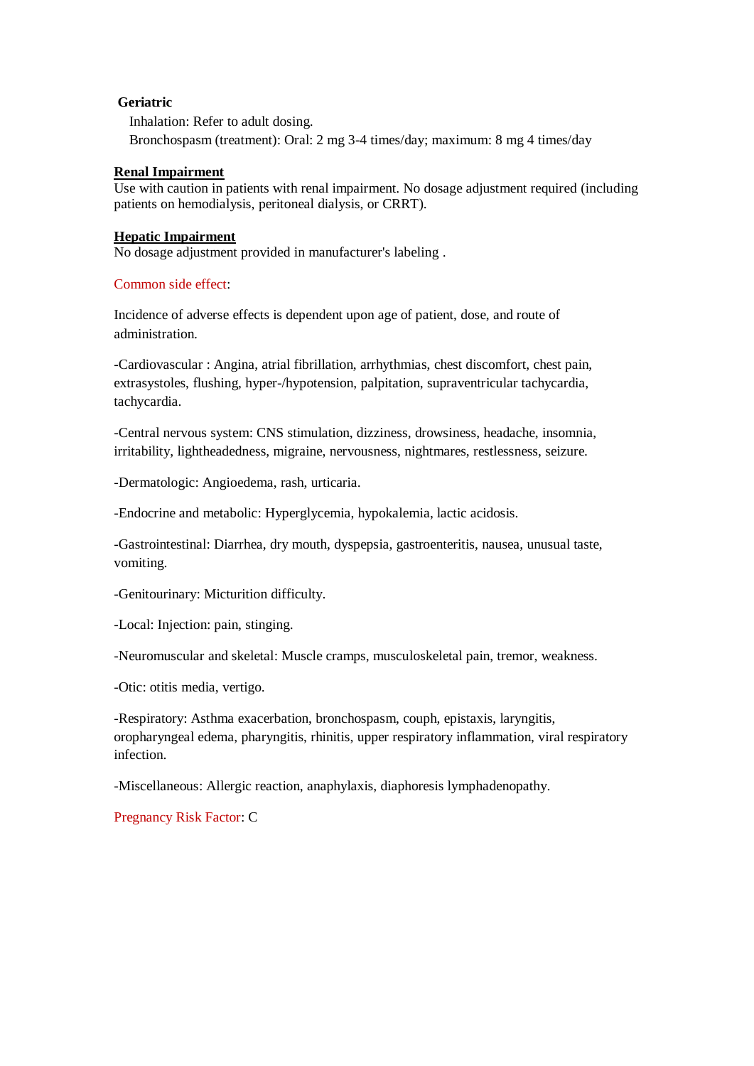**Geriatric**

Inhalation: Refer to adult dosing.

Bronchospasm (treatment): Oral: 2 mg 3-4 times/day; maximum: 8 mg 4 times/day

**Renal Impairment**

Use with caution in patients with renal impairment. No dosage adjustment required (including patients on hemodialysis, peritoneal dialysis, or CRRT).

**Hepatic Impairment**

No dosage adjustment provided in manufacturer's labeling .

Common side effect:

Incidence of adverse effects is dependent upon age of patient, dose, and route of administration.

-Cardiovascular : Angina, atrial fibrillation, arrhythmias, chest discomfort, chest pain, extrasystoles, flushing, hyper-/hypotension, palpitation, supraventricular tachycardia, tachycardia.

-Central nervous system: CNS stimulation, dizziness, drowsiness, headache, insomnia, irritability, lightheadedness, migraine, nervousness, nightmares, restlessness, seizure.

-Dermatologic: Angioedema, rash, urticaria.

-Endocrine and metabolic: Hyperglycemia, hypokalemia, lactic acidosis.

-Gastrointestinal: Diarrhea, dry mouth, dyspepsia, gastroenteritis, nausea, unusual taste, vomiting.

-Genitourinary: Micturition difficulty.

-Local: Injection: pain, stinging.

-Neuromuscular and skeletal: Muscle cramps, musculoskeletal pain, tremor, weakness.

-Otic: otitis media, vertigo.

-Respiratory: Asthma exacerbation, bronchospasm, couph, epistaxis, laryngitis, oropharyngeal edema, pharyngitis, rhinitis, upper respiratory inflammation, viral respiratory infection.

-Miscellaneous: Allergic reaction, anaphylaxis, diaphoresis lymphadenopathy.

Pregnancy Risk Factor: C